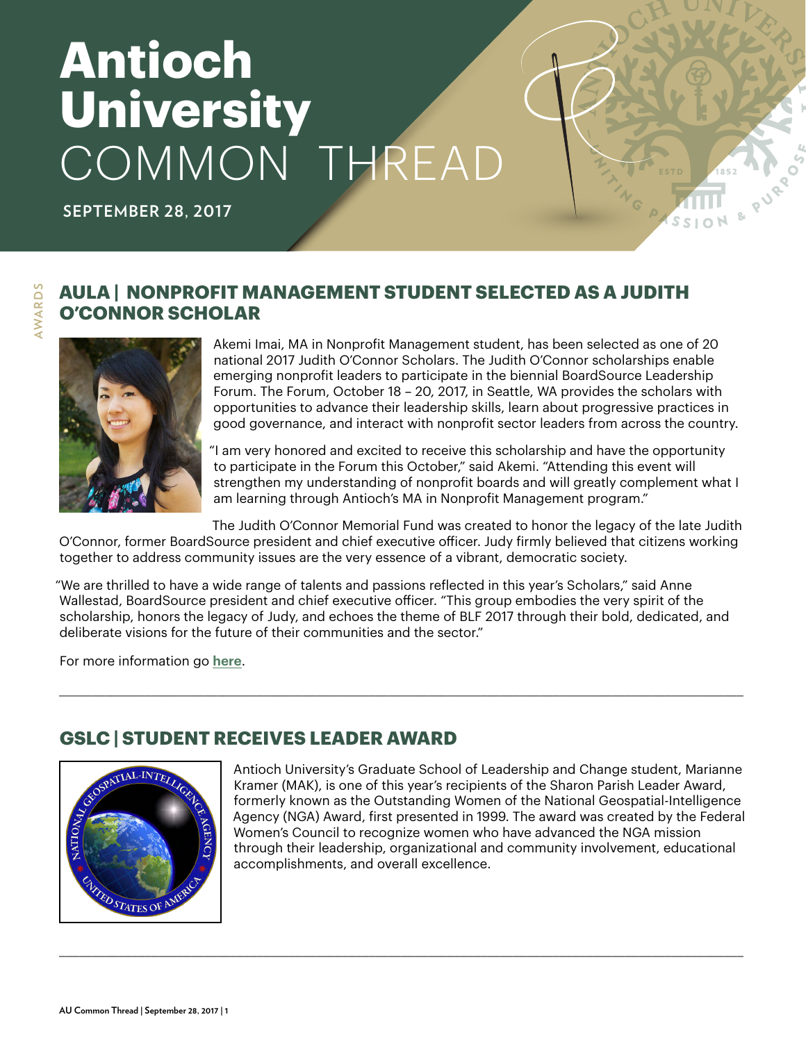# Antioch University COMMON THREAD

**SEPTEMBER 28, 2017**

AWARDS

## AULA | NONPROFIT MANAGEMENT STUDENT SELECTED AS A JUDITH O'CONNOR SCHOLAR

Akemi Imai, MA in Nonprofit Management student, has been selected as one of 20 national 2017 Judith O'Connor Scholars. The Judith O'Connor scholarships enable emerging nonprofit leaders to participate in the biennial BoardSource Leadership Forum. The Forum, October 18 – 20, 2017, in Seattle, WA provides the scholars with opportunities to advance their leadership skills, learn about progressive practices in good governance, and interact with nonprofit sector leaders from across the country.

"I am very honored and excited to receive this scholarship and have the opportunity to participate in the Forum this October," said Akemi. "Attending this event will strengthen my understanding of nonprofit boards and will greatly complement what I am learning through Antioch's MA in Nonprofit Management program."

The Judith O'Connor Memorial Fund was created to honor the legacy of the late Judith O'Connor, former BoardSource president and chief executive officer. Judy firmly believed that citizens working together to address community issues are the very essence of a vibrant, democratic society.

"We are thrilled to have a wide range of talents and passions reflected in this year's Scholars," said Anne Wallestad, BoardSource president and chief executive officer. "This group embodies the very spirit of the scholarship, honors the legacy of Judy, and echoes the theme of BLF 2017 through their bold, dedicated, and deliberate visions for the future of their communities and the sector."

For more information go **here**.

---

## GSLC | STUDENT RECEIVES LEADER AWARD

Antioch University's Graduate School of Leadership and Change student, Marianne Kramer (MAK), is one of this year's recipients of the Sharon Parish Leader Award, formerly known as the Outstanding Women of the National Geospatial-Intelligence Agency (NGA) Award, first presented in 1999. The award was created by the Federal Women's Council to recognize women who have advanced the NGA mission through their leadership, organizational and community involvement, educational accomplishments, and overall excellence.

---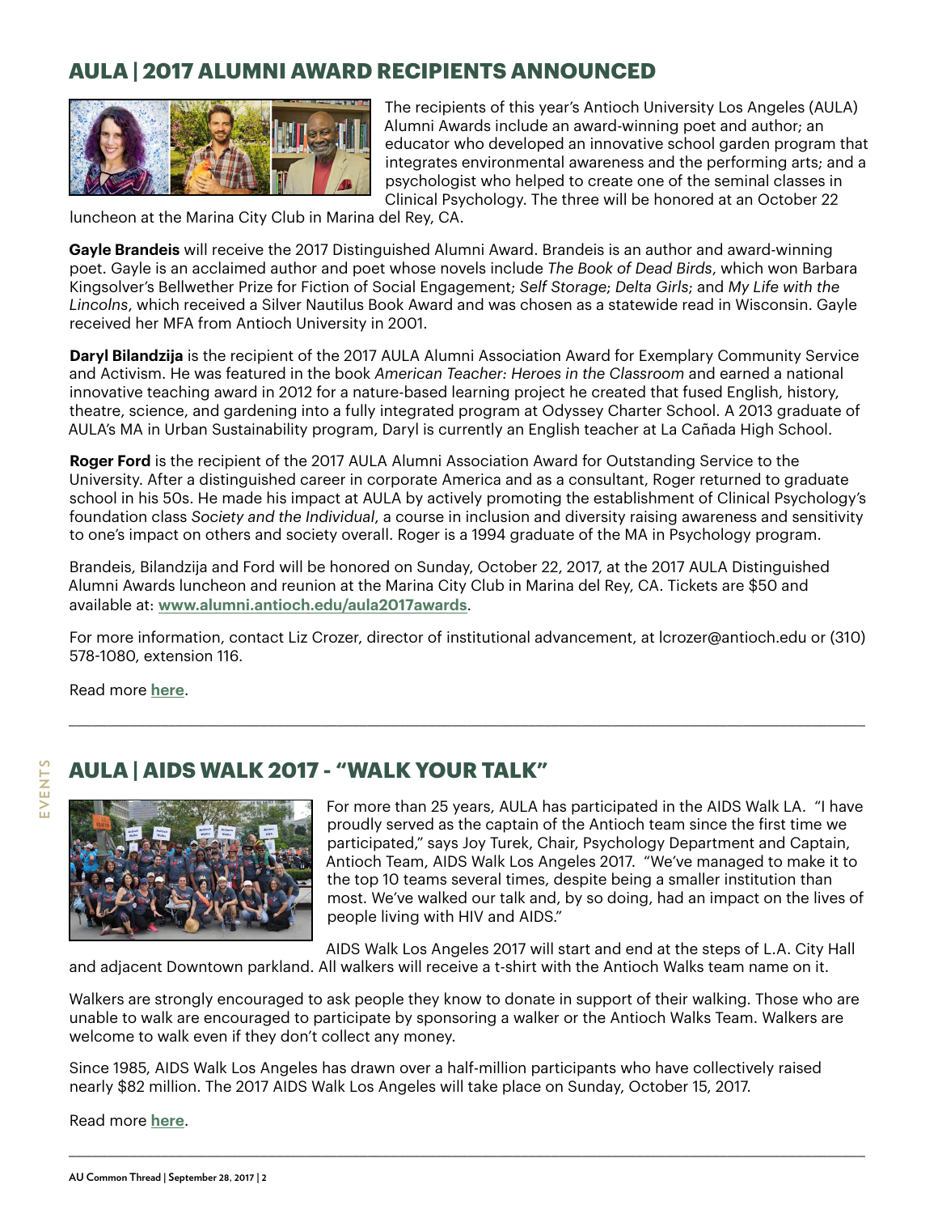## AULA | 2017 ALUMNI AWARD RECIPIENTS ANNOUNCED

The recipients of this year's Antioch University Los Angeles (AULA) Alumni Awards include an award-winning poet and author; an educator who developed an innovative school garden program that integrates environmental awareness and the performing arts; and a psychologist who helped to create one of the seminal classes in Clinical Psychology. The three will be honored at an October 22 luncheon at the Marina City Club in Marina del Rey, CA.

**Gayle Brandeis** will receive the 2017 Distinguished Alumni Award. Brandeis is an author and award-winning poet. Gayle is an acclaimed author and poet whose novels include *The Book of Dead Birds*, which won Barbara Kingsolver's Bellwether Prize for Fiction of Social Engagement; *Self Storage*; *Delta Girls*; and *My Life with the Lincolns*, which received a Silver Nautilus Book Award and was chosen as a statewide read in Wisconsin. Gayle received her MFA from Antioch University in 2001.

**Daryl Bilandzija** is the recipient of the 2017 AULA Alumni Association Award for Exemplary Community Service and Activism. He was featured in the book *American Teacher: Heroes in the Classroom* and earned a national innovative teaching award in 2012 for a nature-based learning project he created that fused English, history, theatre, science, and gardening into a fully integrated program at Odyssey Charter School. A 2013 graduate of AULA's MA in Urban Sustainability program, Daryl is currently an English teacher at La Cañada High School.

**Roger Ford** is the recipient of the 2017 AULA Alumni Association Award for Outstanding Service to the University. After a distinguished career in corporate America and as a consultant, Roger returned to graduate school in his 50s. He made his impact at AULA by actively promoting the establishment of Clinical Psychology's foundation class *Society and the Individual*, a course in inclusion and diversity raising awareness and sensitivity to one's impact on others and society overall. Roger is a 1994 graduate of the MA in Psychology program.

Brandeis, Bilandzija and Ford will be honored on Sunday, October 22, 2017, at the 2017 AULA Distinguished Alumni Awards luncheon and reunion at the Marina City Club in Marina del Rey, CA. Tickets are $50 and available at: **www.alumni.antioch.edu/aula2017awards**.

For more information, contact Liz Crozer, director of institutional advancement, at lcrozer@antioch.edu or (310) 578-1080, extension 116.

Read more **here**.

---

EVENTS

## AULA | AIDS WALK 2017 - "WALK YOUR TALK"

For more than 25 years, AULA has participated in the AIDS Walk LA. "I have proudly served as the captain of the Antioch team since the first time we participated," says Joy Turek, Chair, Psychology Department and Captain, Antioch Team, AIDS Walk Los Angeles 2017. "We've managed to make it to the top 10 teams several times, despite being a smaller institution than most. We've walked our talk and, by so doing, had an impact on the lives of people living with HIV and AIDS."

AIDS Walk Los Angeles 2017 will start and end at the steps of L.A. City Hall and adjacent Downtown parkland. All walkers will receive a t-shirt with the Antioch Walks team name on it.

Walkers are strongly encouraged to ask people they know to donate in support of their walking. Those who are unable to walk are encouraged to participate by sponsoring a walker or the Antioch Walks Team. Walkers are welcome to walk even if they don't collect any money.

Since 1985, AIDS Walk Los Angeles has drawn over a half-million participants who have collectively raised nearly $82 million. The 2017 AIDS Walk Los Angeles will take place on Sunday, October 15, 2017.

Read more **here**.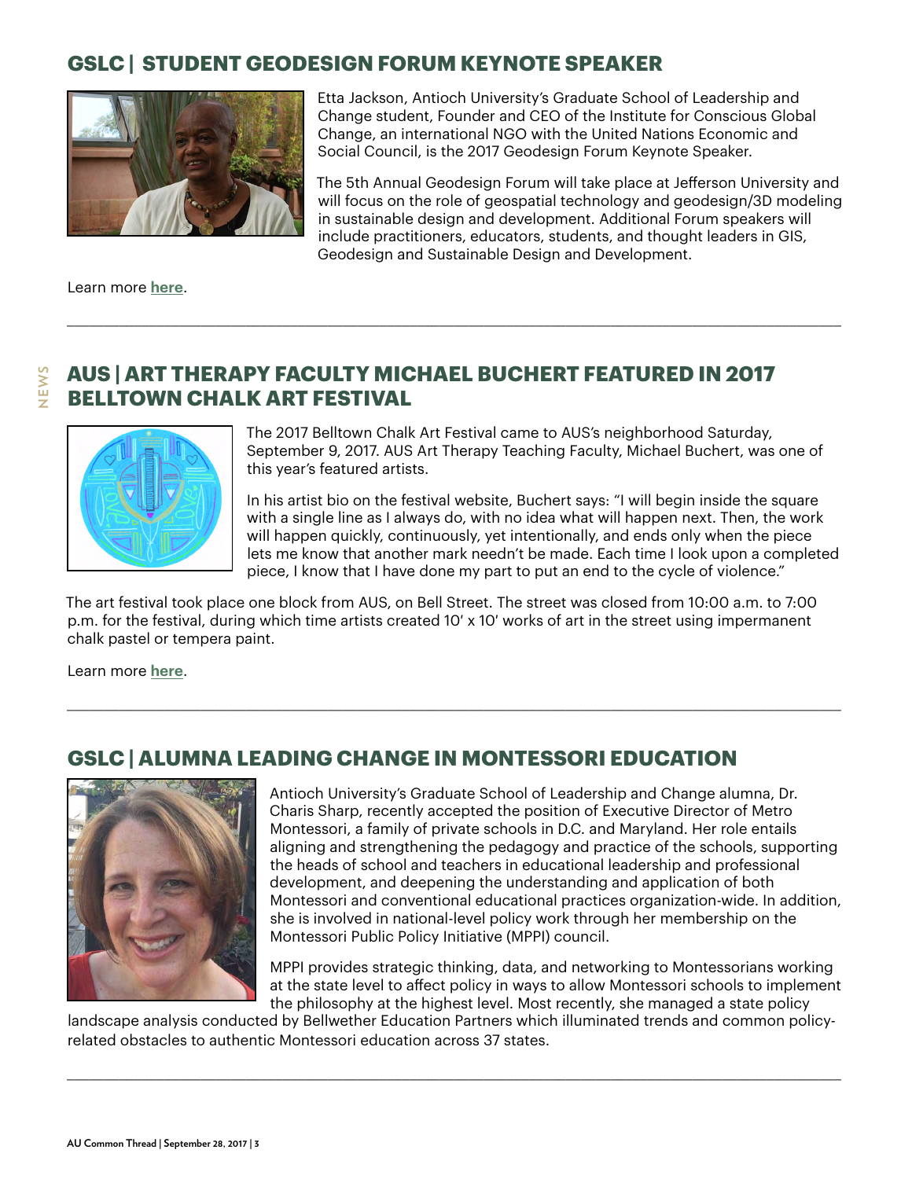## GSLC | STUDENT GEODESIGN FORUM KEYNOTE SPEAKER

Etta Jackson, Antioch University's Graduate School of Leadership and Change student, Founder and CEO of the Institute for Conscious Global Change, an international NGO with the United Nations Economic and Social Council, is the 2017 Geodesign Forum Keynote Speaker.

The 5th Annual Geodesign Forum will take place at Jefferson University and will focus on the role of geospatial technology and geodesign/3D modeling in sustainable design and development. Additional Forum speakers will include practitioners, educators, students, and thought leaders in GIS, Geodesign and Sustainable Design and Development.

Learn more **here**.

---

## AUS | ART THERAPY FACULTY MICHAEL BUCHERT FEATURED IN 2017 BELLTOWN CHALK ART FESTIVAL

The 2017 Belltown Chalk Art Festival came to AUS's neighborhood Saturday, September 9, 2017. AUS Art Therapy Teaching Faculty, Michael Buchert, was one of this year's featured artists.

In his artist bio on the festival website, Buchert says: "I will begin inside the square with a single line as I always do, with no idea what will happen next. Then, the work will happen quickly, continuously, yet intentionally, and ends only when the piece lets me know that another mark needn't be made. Each time I look upon a completed piece, I know that I have done my part to put an end to the cycle of violence."

The art festival took place one block from AUS, on Bell Street. The street was closed from 10:00 a.m. to 7:00 p.m. for the festival, during which time artists created 10' x 10' works of art in the street using impermanent chalk pastel or tempera paint.

Learn more **here**.

---

## GSLC | ALUMNA LEADING CHANGE IN MONTESSORI EDUCATION

Antioch University's Graduate School of Leadership and Change alumna, Dr. Charis Sharp, recently accepted the position of Executive Director of Metro Montessori, a family of private schools in D.C. and Maryland. Her role entails aligning and strengthening the pedagogy and practice of the schools, supporting the heads of school and teachers in educational leadership and professional development, and deepening the understanding and application of both Montessori and conventional educational practices organization-wide. In addition, she is involved in national-level policy work through her membership on the Montessori Public Policy Initiative (MPPI) council.

MPPI provides strategic thinking, data, and networking to Montessorians working at the state level to affect policy in ways to allow Montessori schools to implement the philosophy at the highest level. Most recently, she managed a state policy landscape analysis conducted by Bellwether Education Partners which illuminated trends and common policy-related obstacles to authentic Montessori education across 37 states.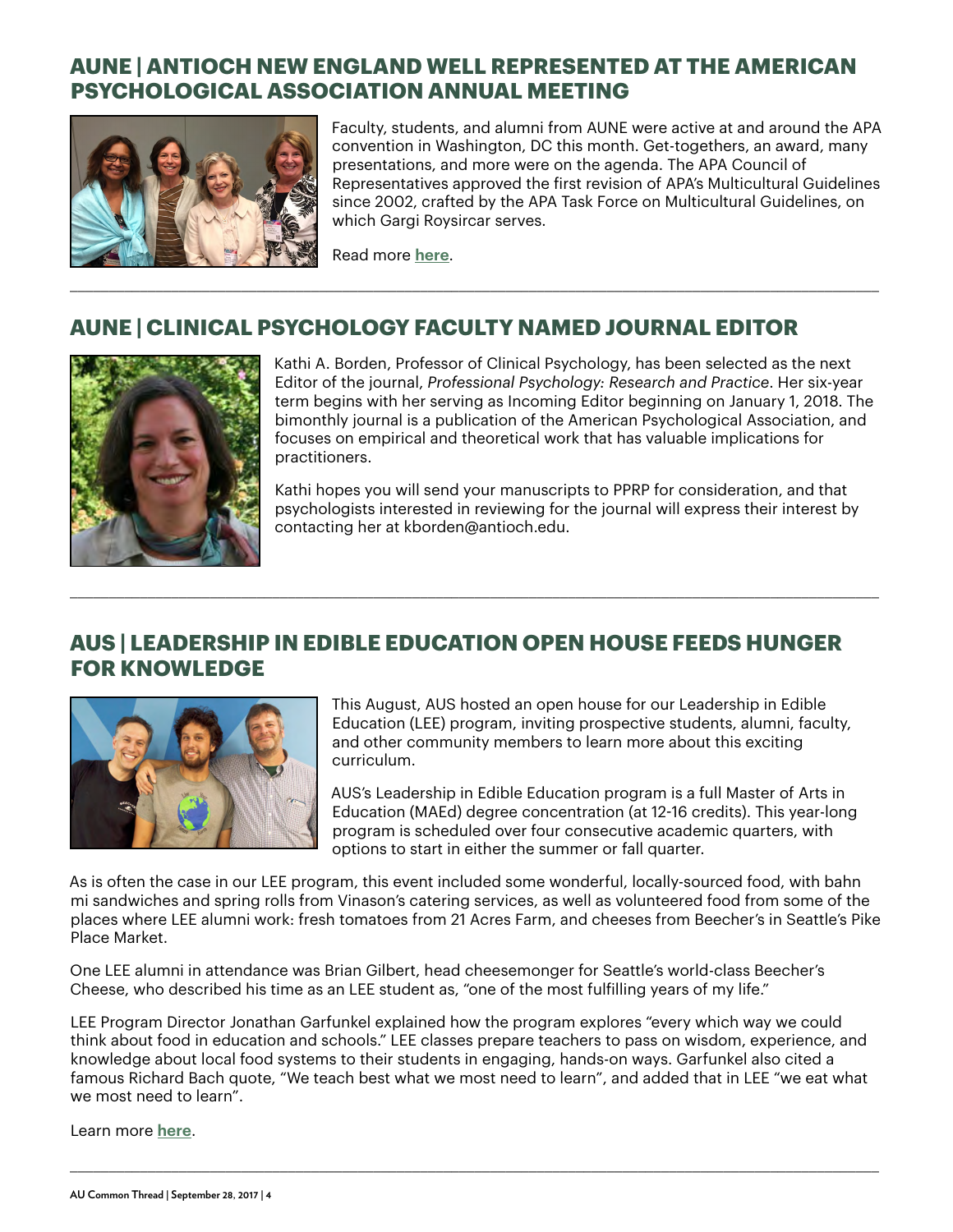## AUNE | ANTIOCH NEW ENGLAND WELL REPRESENTED AT THE AMERICAN PSYCHOLOGICAL ASSOCIATION ANNUAL MEETING

Faculty, students, and alumni from AUNE were active at and around the APA convention in Washington, DC this month. Get-togethers, an award, many presentations, and more were on the agenda. The APA Council of Representatives approved the first revision of APA's Multicultural Guidelines since 2002, crafted by the APA Task Force on Multicultural Guidelines, on which Gargi Roysircar serves.

Read more **here**.

---

## AUNE | CLINICAL PSYCHOLOGY FACULTY NAMED JOURNAL EDITOR

Kathi A. Borden, Professor of Clinical Psychology, has been selected as the next Editor of the journal, *Professional Psychology: Research and Practice*. Her six-year term begins with her serving as Incoming Editor beginning on January 1, 2018. The bimonthly journal is a publication of the American Psychological Association, and focuses on empirical and theoretical work that has valuable implications for practitioners.

Kathi hopes you will send your manuscripts to PPRP for consideration, and that psychologists interested in reviewing for the journal will express their interest by contacting her at kborden@antioch.edu.

---

## AUS | LEADERSHIP IN EDIBLE EDUCATION OPEN HOUSE FEEDS HUNGER FOR KNOWLEDGE

This August, AUS hosted an open house for our Leadership in Edible Education (LEE) program, inviting prospective students, alumni, faculty, and other community members to learn more about this exciting curriculum.

AUS's Leadership in Edible Education program is a full Master of Arts in Education (MAEd) degree concentration (at 12-16 credits). This year-long program is scheduled over four consecutive academic quarters, with options to start in either the summer or fall quarter.

As is often the case in our LEE program, this event included some wonderful, locally-sourced food, with bahn mi sandwiches and spring rolls from Vinason's catering services, as well as volunteered food from some of the places where LEE alumni work: fresh tomatoes from 21 Acres Farm, and cheeses from Beecher's in Seattle's Pike Place Market.

One LEE alumni in attendance was Brian Gilbert, head cheesemonger for Seattle's world-class Beecher's Cheese, who described his time as an LEE student as, "one of the most fulfilling years of my life."

LEE Program Director Jonathan Garfunkel explained how the program explores "every which way we could think about food in education and schools." LEE classes prepare teachers to pass on wisdom, experience, and knowledge about local food systems to their students in engaging, hands-on ways. Garfunkel also cited a famous Richard Bach quote, "We teach best what we most need to learn", and added that in LEE "we eat what we most need to learn".

Learn more **here**.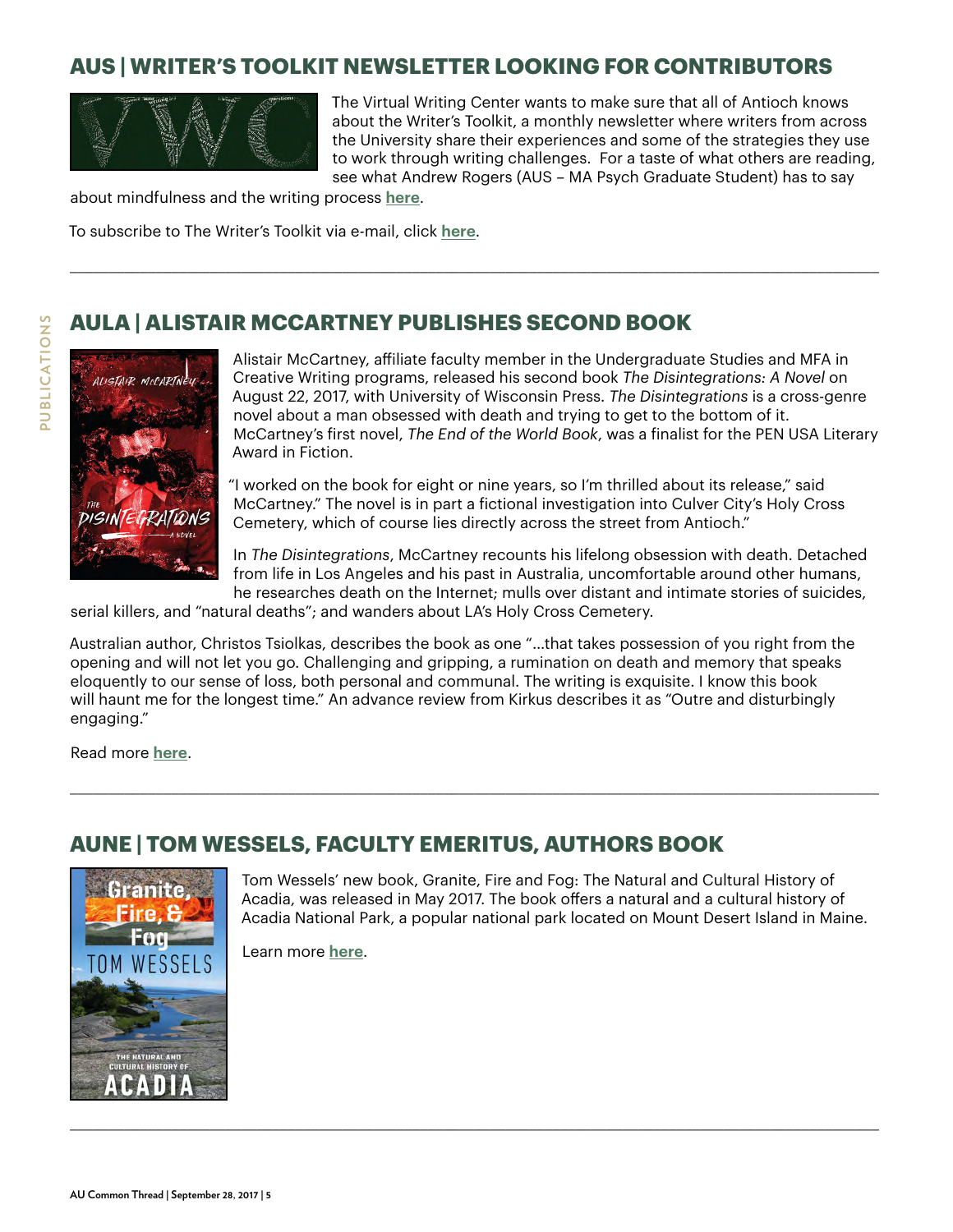## AUS | WRITER'S TOOLKIT NEWSLETTER LOOKING FOR CONTRIBUTORS

The Virtual Writing Center wants to make sure that all of Antioch knows about the Writer's Toolkit, a monthly newsletter where writers from across the University share their experiences and some of the strategies they use to work through writing challenges. For a taste of what others are reading, see what Andrew Rogers (AUS – MA Psych Graduate Student) has to say about mindfulness and the writing process **here**.

To subscribe to The Writer's Toolkit via e-mail, click **here**.

---

## AULA | ALISTAIR MCCARTNEY PUBLISHES SECOND BOOK

Alistair McCartney, affiliate faculty member in the Undergraduate Studies and MFA in Creative Writing programs, released his second book *The Disintegrations: A Novel* on August 22, 2017, with University of Wisconsin Press. *The Disintegrations* is a cross-genre novel about a man obsessed with death and trying to get to the bottom of it. McCartney's first novel, *The End of the World Book*, was a finalist for the PEN USA Literary Award in Fiction.

"I worked on the book for eight or nine years, so I'm thrilled about its release," said McCartney." The novel is in part a fictional investigation into Culver City's Holy Cross Cemetery, which of course lies directly across the street from Antioch."

In *The Disintegrations*, McCartney recounts his lifelong obsession with death. Detached from life in Los Angeles and his past in Australia, uncomfortable around other humans, he researches death on the Internet; mulls over distant and intimate stories of suicides, serial killers, and "natural deaths"; and wanders about LA's Holy Cross Cemetery.

Australian author, Christos Tsiolkas, describes the book as one "...that takes possession of you right from the opening and will not let you go. Challenging and gripping, a rumination on death and memory that speaks eloquently to our sense of loss, both personal and communal. The writing is exquisite. I know this book will haunt me for the longest time." An advance review from Kirkus describes it as "Outre and disturbingly engaging."

Read more **here**.

---

## AUNE | TOM WESSELS, FACULTY EMERITUS, AUTHORS BOOK

Tom Wessels' new book, Granite, Fire and Fog: The Natural and Cultural History of Acadia, was released in May 2017. The book offers a natural and a cultural history of Acadia National Park, a popular national park located on Mount Desert Island in Maine.

Learn more **here**.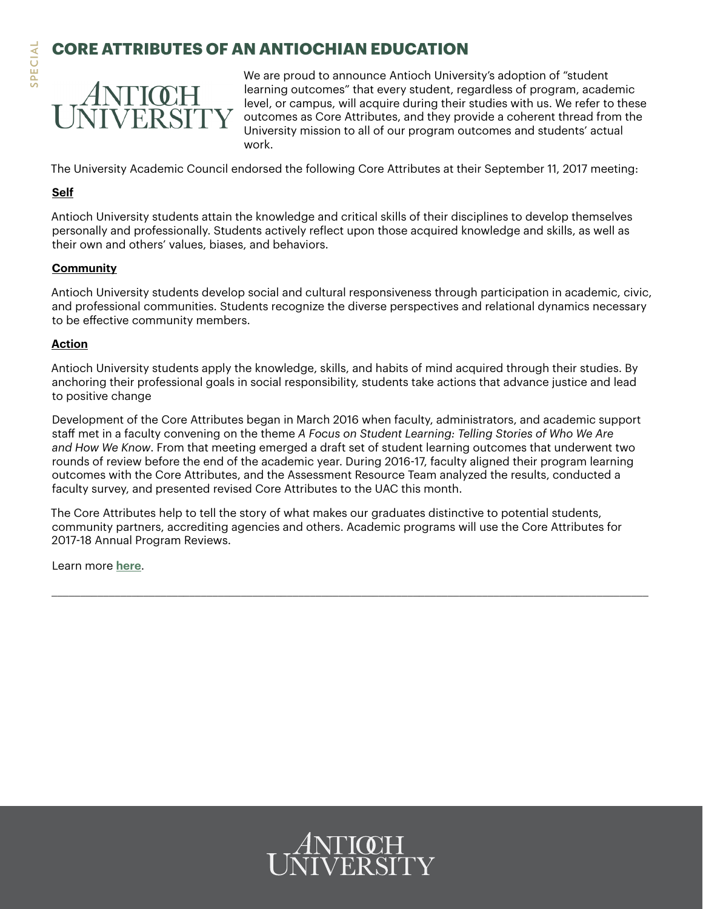# CORE ATTRIBUTES OF AN ANTIOCHIAN EDUCATION

We are proud to announce Antioch University's adoption of "student learning outcomes" that every student, regardless of program, academic level, or campus, will acquire during their studies with us. We refer to these outcomes as Core Attributes, and they provide a coherent thread from the University mission to all of our program outcomes and students' actual work.

The University Academic Council endorsed the following Core Attributes at their September 11, 2017 meeting:

**Self**

Antioch University students attain the knowledge and critical skills of their disciplines to develop themselves personally and professionally. Students actively reflect upon those acquired knowledge and skills, as well as their own and others' values, biases, and behaviors.

**Community**

Antioch University students develop social and cultural responsiveness through participation in academic, civic, and professional communities. Students recognize the diverse perspectives and relational dynamics necessary to be effective community members.

**Action**

Antioch University students apply the knowledge, skills, and habits of mind acquired through their studies. By anchoring their professional goals in social responsibility, students take actions that advance justice and lead to positive change

Development of the Core Attributes began in March 2016 when faculty, administrators, and academic support staff met in a faculty convening on the theme *A Focus on Student Learning: Telling Stories of Who We Are and How We Know*. From that meeting emerged a draft set of student learning outcomes that underwent two rounds of review before the end of the academic year. During 2016-17, faculty aligned their program learning outcomes with the Core Attributes, and the Assessment Resource Team analyzed the results, conducted a faculty survey, and presented revised Core Attributes to the UAC this month.

The Core Attributes help to tell the story of what makes our graduates distinctive to potential students, community partners, accrediting agencies and others. Academic programs will use the Core Attributes for 2017-18 Annual Program Reviews.

Learn more **here**.